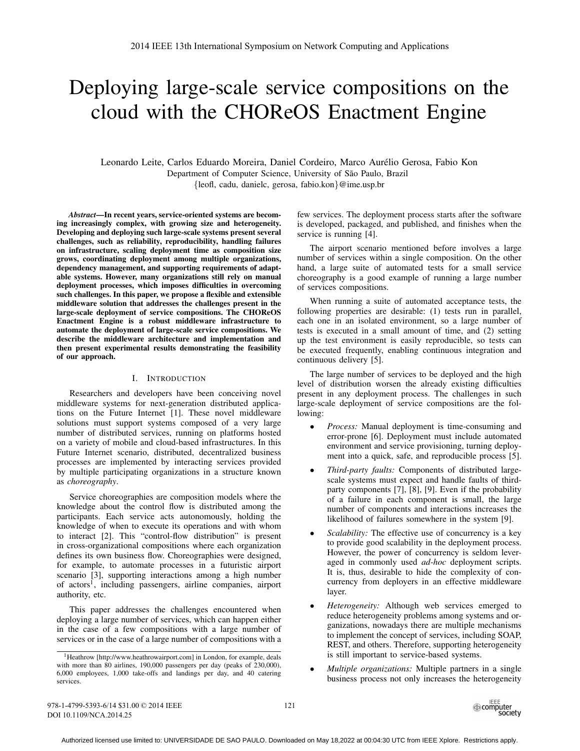# Deploying large-scale service compositions on the cloud with the CHOReOS Enactment Engine

Leonardo Leite, Carlos Eduardo Moreira, Daniel Cordeiro, Marco Aurélio Gerosa, Fabio Kon
Department of Computer Science, University of São Paulo, Brazil
{leofl, cadu, danielc, gerosa, fabio.kon}@ime.usp.br

***Abstract*—In recent years, service-oriented systems are becoming increasingly complex, with growing size and heterogeneity. Developing and deploying such large-scale systems present several challenges, such as reliability, reproducibility, handling failures on infrastructure, scaling deployment time as composition size grows, coordinating deployment among multiple organizations, dependency management, and supporting requirements of adaptable systems. However, many organizations still rely on manual deployment processes, which imposes difficulties in overcoming such challenges. In this paper, we propose a flexible and extensible middleware solution that addresses the challenges present in the large-scale deployment of service compositions. The CHOReOS Enactment Engine is a robust middleware infrastructure to automate the deployment of large-scale service compositions. We describe the middleware architecture and implementation and then present experimental results demonstrating the feasibility of our approach.**

## I. Introduction

Researchers and developers have been conceiving novel middleware systems for next-generation distributed applications on the Future Internet [1]. These novel middleware solutions must support systems composed of a very large number of distributed services, running on platforms hosted on a variety of mobile and cloud-based infrastructures. In this Future Internet scenario, distributed, decentralized business processes are implemented by interacting services provided by multiple participating organizations in a structure known as *choreography*.

Service choreographies are composition models where the knowledge about the control flow is distributed among the participants. Each service acts autonomously, holding the knowledge of when to execute its operations and with whom to interact [2]. This "control-flow distribution" is present in cross-organizational compositions where each organization defines its own business flow. Choreographies were designed, for example, to automate processes in a futuristic airport scenario [3], supporting interactions among a high number of actors[1], including passengers, airline companies, airport authority, etc.

This paper addresses the challenges encountered when deploying a large number of services, which can happen either in the case of a few compositions with a large number of services or in the case of a large number of compositions with a few services. The deployment process starts after the software is developed, packaged, and published, and finishes when the service is running [4].

The airport scenario mentioned before involves a large number of services within a single composition. On the other hand, a large suite of automated tests for a small service choreography is a good example of running a large number of services compositions.

When running a suite of automated acceptance tests, the following properties are desirable: (1) tests run in parallel, each one in an isolated environment, so a large number of tests is executed in a small amount of time, and (2) setting up the test environment is easily reproducible, so tests can be executed frequently, enabling continuous integration and continuous delivery [5].

The large number of services to be deployed and the high level of distribution worsen the already existing difficulties present in any deployment process. The challenges in such large-scale deployment of service compositions are the following:

- *Process:* Manual deployment is time-consuming and error-prone [6]. Deployment must include automated environment and service provisioning, turning deployment into a quick, safe, and reproducible process [5].
- *Third-party faults:* Components of distributed large-scale systems must expect and handle faults of third-party components [7], [8], [9]. Even if the probability of a failure in each component is small, the large number of components and interactions increases the likelihood of failures somewhere in the system [9].
- *Scalability:* The effective use of concurrency is a key to provide good scalability in the deployment process. However, the power of concurrency is seldom leveraged in commonly used *ad-hoc* deployment scripts. It is, thus, desirable to hide the complexity of concurrency from deployers in an effective middleware layer.
- *Heterogeneity:* Although web services emerged to reduce heterogeneity problems among systems and organizations, nowadays there are multiple mechanisms to implement the concept of services, including SOAP, REST, and others. Therefore, supporting heterogeneity is still important to service-based systems.
- *Multiple organizations:* Multiple partners in a single business process not only increases the heterogeneity

[1] Heathrow [http://www.heathrowairport.com] in London, for example, deals with more than 80 airlines, 190,000 passengers per day (peaks of 230,000), 6,000 employees, 1,000 take-offs and landings per day, and 40 catering services.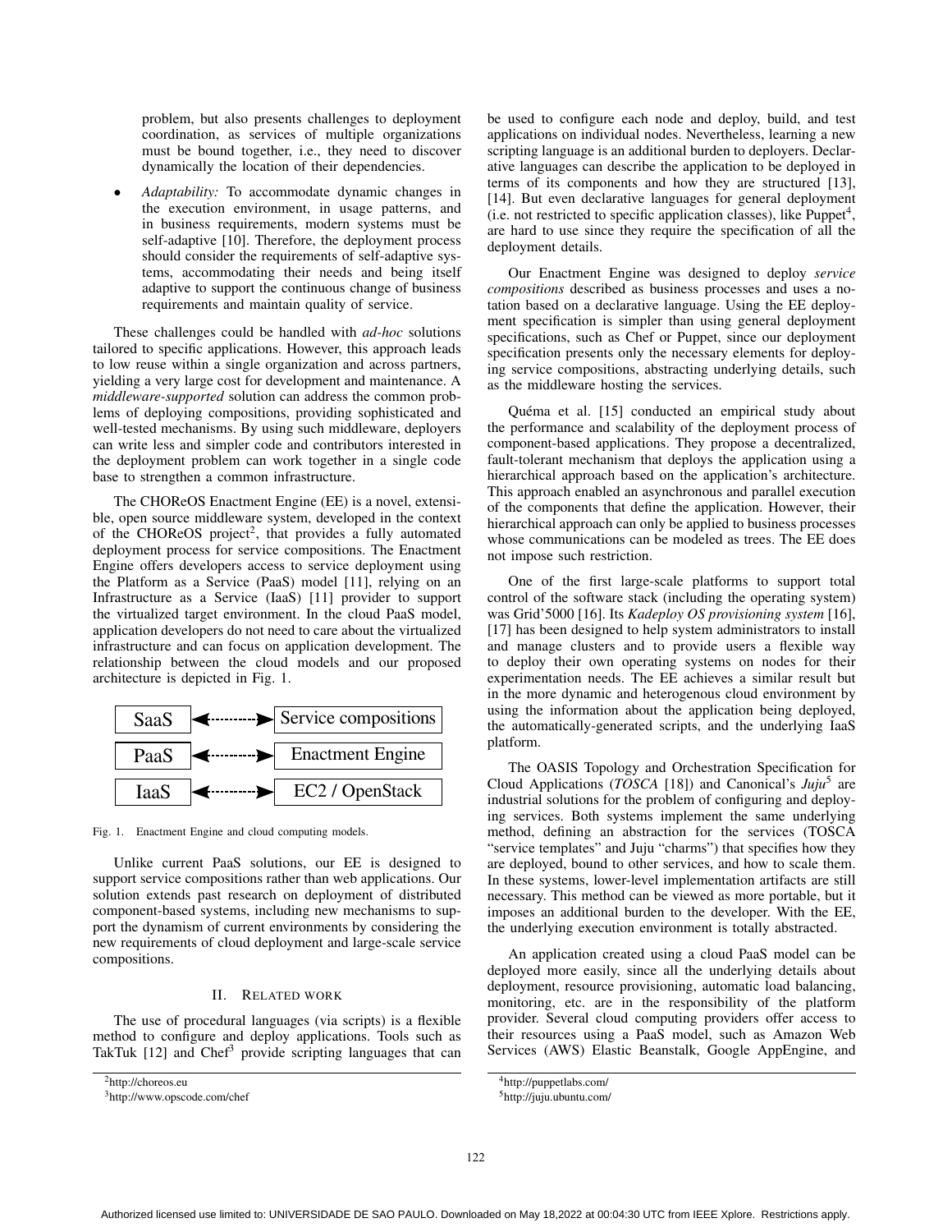problem, but also presents challenges to deployment coordination, as services of multiple organizations must be bound together, i.e., they need to discover dynamically the location of their dependencies.

- *Adaptability:* To accommodate dynamic changes in the execution environment, in usage patterns, and in business requirements, modern systems must be self-adaptive [10]. Therefore, the deployment process should consider the requirements of self-adaptive systems, accommodating their needs and being itself adaptive to support the continuous change of business requirements and maintain quality of service.

These challenges could be handled with *ad-hoc* solutions tailored to specific applications. However, this approach leads to low reuse within a single organization and across partners, yielding a very large cost for development and maintenance. A *middleware-supported* solution can address the common problems of deploying compositions, providing sophisticated and well-tested mechanisms. By using such middleware, deployers can write less and simpler code and contributors interested in the deployment problem can work together in a single code base to strengthen a common infrastructure.

The CHOReOS Enactment Engine (EE) is a novel, extensible, open source middleware system, developed in the context of the CHOReOS project[2], that provides a fully automated deployment process for service compositions. The Enactment Engine offers developers access to service deployment using the Platform as a Service (PaaS) model [11], relying on an Infrastructure as a Service (IaaS) [11] provider to support the virtualized target environment. In the cloud PaaS model, application developers do not need to care about the virtualized infrastructure and can focus on application development. The relationship between the cloud models and our proposed architecture is depicted in Fig. 1.

| | | |
|---|---|---|
| SaaS | ◄----► | Service compositions |
| PaaS | ◄----► | Enactment Engine |
| IaaS | ◄----► | EC2 / OpenStack |

Fig. 1. Enactment Engine and cloud computing models.

Unlike current PaaS solutions, our EE is designed to support service compositions rather than web applications. Our solution extends past research on deployment of distributed component-based systems, including new mechanisms to support the dynamism of current environments by considering the new requirements of cloud deployment and large-scale service compositions.

## II. Related work

The use of procedural languages (via scripts) is a flexible method to configure and deploy applications. Tools such as TakTuk [12] and Chef[3] provide scripting languages that can be used to configure each node and deploy, build, and test applications on individual nodes. Nevertheless, learning a new scripting language is an additional burden to deployers. Declarative languages can describe the application to be deployed in terms of its components and how they are structured [13], [14]. But even declarative languages for general deployment (i.e. not restricted to specific application classes), like Puppet[4], are hard to use since they require the specification of all the deployment details.

Our Enactment Engine was designed to deploy *service compositions* described as business processes and uses a notation based on a declarative language. Using the EE deployment specification is simpler than using general deployment specifications, such as Chef or Puppet, since our deployment specification presents only the necessary elements for deploying service compositions, abstracting underlying details, such as the middleware hosting the services.

Quéma et al. [15] conducted an empirical study about the performance and scalability of the deployment process of component-based applications. They propose a decentralized, fault-tolerant mechanism that deploys the application using a hierarchical approach based on the application's architecture. This approach enabled an asynchronous and parallel execution of the components that define the application. However, their hierarchical approach can only be applied to business processes whose communications can be modeled as trees. The EE does not impose such restriction.

One of the first large-scale platforms to support total control of the software stack (including the operating system) was Grid'5000 [16]. Its *Kadeploy OS provisioning system* [16], [17] has been designed to help system administrators to install and manage clusters and to provide users a flexible way to deploy their own operating systems on nodes for their experimentation needs. The EE achieves a similar result but in the more dynamic and heterogenous cloud environment by using the information about the application being deployed, the automatically-generated scripts, and the underlying IaaS platform.

The OASIS Topology and Orchestration Specification for Cloud Applications (*TOSCA* [18]) and Canonical's *Juju*[5] are industrial solutions for the problem of configuring and deploying services. Both systems implement the same underlying method, defining an abstraction for the services (TOSCA "service templates" and Juju "charms") that specifies how they are deployed, bound to other services, and how to scale them. In these systems, lower-level implementation artifacts are still necessary. This method can be viewed as more portable, but it imposes an additional burden to the developer. With the EE, the underlying execution environment is totally abstracted.

An application created using a cloud PaaS model can be deployed more easily, since all the underlying details about deployment, resource provisioning, automatic load balancing, monitoring, etc. are in the responsibility of the platform provider. Several cloud computing providers offer access to their resources using a PaaS model, such as Amazon Web Services (AWS) Elastic Beanstalk, Google AppEngine, and

[2] http://choreos.eu

[3] http://www.opscode.com/chef

[4] http://puppetlabs.com/

[5] http://juju.ubuntu.com/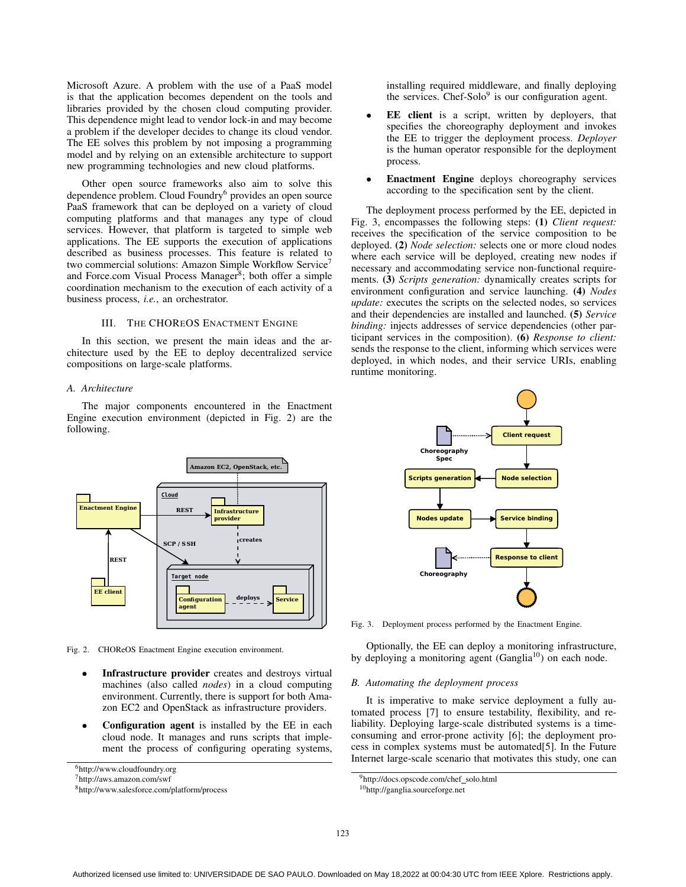Microsoft Azure. A problem with the use of a PaaS model is that the application becomes dependent on the tools and libraries provided by the chosen cloud computing provider. This dependence might lead to vendor lock-in and may become a problem if the developer decides to change its cloud vendor. The EE solves this problem by not imposing a programming model and by relying on an extensible architecture to support new programming technologies and new cloud platforms.

Other open source frameworks also aim to solve this dependence problem. Cloud Foundry[6] provides an open source PaaS framework that can be deployed on a variety of cloud computing platforms and that manages any type of cloud services. However, that platform is targeted to simple web applications. The EE supports the execution of applications described as business processes. This feature is related to two commercial solutions: Amazon Simple Workflow Service[7] and Force.com Visual Process Manager[8]; both offer a simple coordination mechanism to the execution of each activity of a business process, *i.e.*, an orchestrator.

## III. The CHOReOS Enactment Engine

In this section, we present the main ideas and the architecture used by the EE to deploy decentralized service compositions on large-scale platforms.

### A. Architecture

The major components encountered in the Enactment Engine execution environment (depicted in Fig. 2) are the following.

Fig. 2. CHOReOS Enactment Engine execution environment.

- **Infrastructure provider** creates and destroys virtual machines (also called *nodes*) in a cloud computing environment. Currently, there is support for both Amazon EC2 and OpenStack as infrastructure providers.
- **Configuration agent** is installed by the EE in each cloud node. It manages and runs scripts that implement the process of configuring operating systems, installing required middleware, and finally deploying the services. Chef-Solo[9] is our configuration agent.
- **EE client** is a script, written by deployers, that specifies the choreography deployment and invokes the EE to trigger the deployment process. *Deployer* is the human operator responsible for the deployment process.
- **Enactment Engine** deploys choreography services according to the specification sent by the client.

The deployment process performed by the EE, depicted in Fig. 3, encompasses the following steps: **(1)** *Client request:* receives the specification of the service composition to be deployed. **(2)** *Node selection:* selects one or more cloud nodes where each service will be deployed, creating new nodes if necessary and accommodating service non-functional requirements. **(3)** *Scripts generation:* dynamically creates scripts for environment configuration and service launching. **(4)** *Nodes update:* executes the scripts on the selected nodes, so services and their dependencies are installed and launched. **(5)** *Service binding:* injects addresses of service dependencies (other participant services in the composition). **(6)** *Response to client:* sends the response to the client, informing which services were deployed, in which nodes, and their service URIs, enabling runtime monitoring.

Fig. 3. Deployment process performed by the Enactment Engine.

Optionally, the EE can deploy a monitoring infrastructure, by deploying a monitoring agent (Ganglia[10]) on each node.

### B. Automating the deployment process

It is imperative to make service deployment a fully automated process [7] to ensure testability, flexibility, and reliability. Deploying large-scale distributed systems is a time-consuming and error-prone activity [6]; the deployment process in complex systems must be automated[5]. In the Future Internet large-scale scenario that motivates this study, one can

[6]http://www.cloudfoundry.org
[7]http://aws.amazon.com/swf
[8]http://www.salesforce.com/platform/process
[9]http://docs.opscode.com/chef_solo.html
[10]http://ganglia.sourceforge.net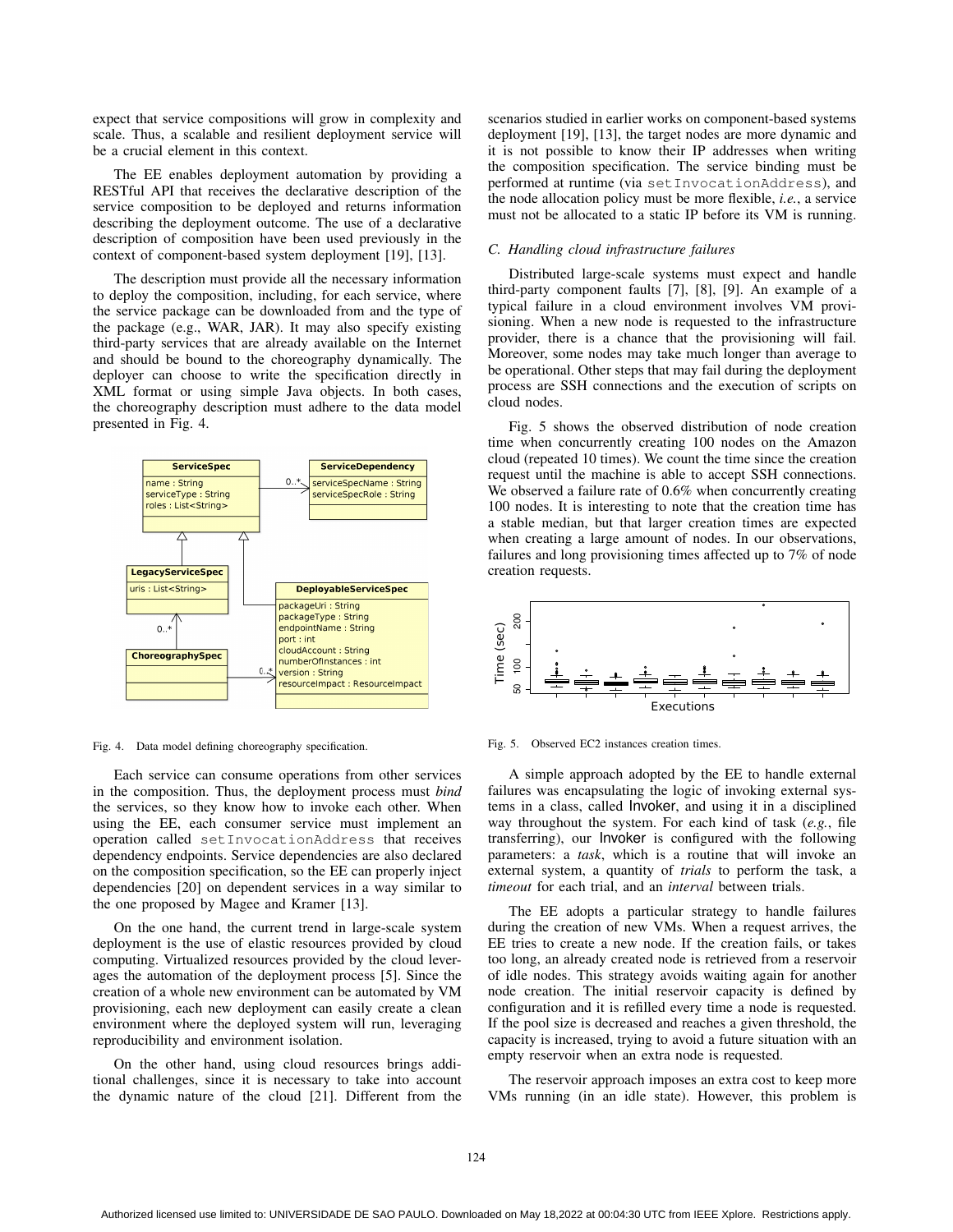expect that service compositions will grow in complexity and scale. Thus, a scalable and resilient deployment service will be a crucial element in this context.

The EE enables deployment automation by providing a RESTful API that receives the declarative description of the service composition to be deployed and returns information describing the deployment outcome. The use of a declarative description of composition have been used previously in the context of component-based system deployment [19], [13].

The description must provide all the necessary information to deploy the composition, including, for each service, where the service package can be downloaded from and the type of the package (e.g., WAR, JAR). It may also specify existing third-party services that are already available on the Internet and should be bound to the choreography dynamically. The deployer can choose to write the specification directly in XML format or using simple Java objects. In both cases, the choreography description must adhere to the data model presented in Fig. 4.

Fig. 4. Data model defining choreography specification.

Each service can consume operations from other services in the composition. Thus, the deployment process must *bind* the services, so they know how to invoke each other. When using the EE, each consumer service must implement an operation called `setInvocationAddress` that receives dependency endpoints. Service dependencies are also declared on the composition specification, so the EE can properly inject dependencies [20] on dependent services in a way similar to the one proposed by Magee and Kramer [13].

On the one hand, the current trend in large-scale system deployment is the use of elastic resources provided by cloud computing. Virtualized resources provided by the cloud leverages the automation of the deployment process [5]. Since the creation of a whole new environment can be automated by VM provisioning, each new deployment can easily create a clean environment where the deployed system will run, leveraging reproducibility and environment isolation.

On the other hand, using cloud resources brings additional challenges, since it is necessary to take into account the dynamic nature of the cloud [21]. Different from the scenarios studied in earlier works on component-based systems deployment [19], [13], the target nodes are more dynamic and it is not possible to know their IP addresses when writing the composition specification. The service binding must be performed at runtime (via `setInvocationAddress`), and the node allocation policy must be more flexible, *i.e.*, a service must not be allocated to a static IP before its VM is running.

### C. Handling cloud infrastructure failures

Distributed large-scale systems must expect and handle third-party component faults [7], [8], [9]. An example of a typical failure in a cloud environment involves VM provisioning. When a new node is requested to the infrastructure provider, there is a chance that the provisioning will fail. Moreover, some nodes may take much longer than average to be operational. Other steps that may fail during the deployment process are SSH connections and the execution of scripts on cloud nodes.

Fig. 5 shows the observed distribution of node creation time when concurrently creating 100 nodes on the Amazon cloud (repeated 10 times). We count the time since the creation request until the machine is able to accept SSH connections. We observed a failure rate of 0.6% when concurrently creating 100 nodes. It is interesting to note that the creation time has a stable median, but that larger creation times are expected when creating a large amount of nodes. In our observations, failures and long provisioning times affected up to 7% of node creation requests.

Fig. 5. Observed EC2 instances creation times.

A simple approach adopted by the EE to handle external failures was encapsulating the logic of invoking external systems in a class, called Invoker, and using it in a disciplined way throughout the system. For each kind of task (*e.g.*, file transferring), our Invoker is configured with the following parameters: a *task*, which is a routine that will invoke an external system, a quantity of *trials* to perform the task, a *timeout* for each trial, and an *interval* between trials.

The EE adopts a particular strategy to handle failures during the creation of new VMs. When a request arrives, the EE tries to create a new node. If the creation fails, or takes too long, an already created node is retrieved from a reservoir of idle nodes. This strategy avoids waiting again for another node creation. The initial reservoir capacity is defined by configuration and it is refilled every time a node is requested. If the pool size is decreased and reaches a given threshold, the capacity is increased, trying to avoid a future situation with an empty reservoir when an extra node is requested.

The reservoir approach imposes an extra cost to keep more VMs running (in an idle state). However, this problem is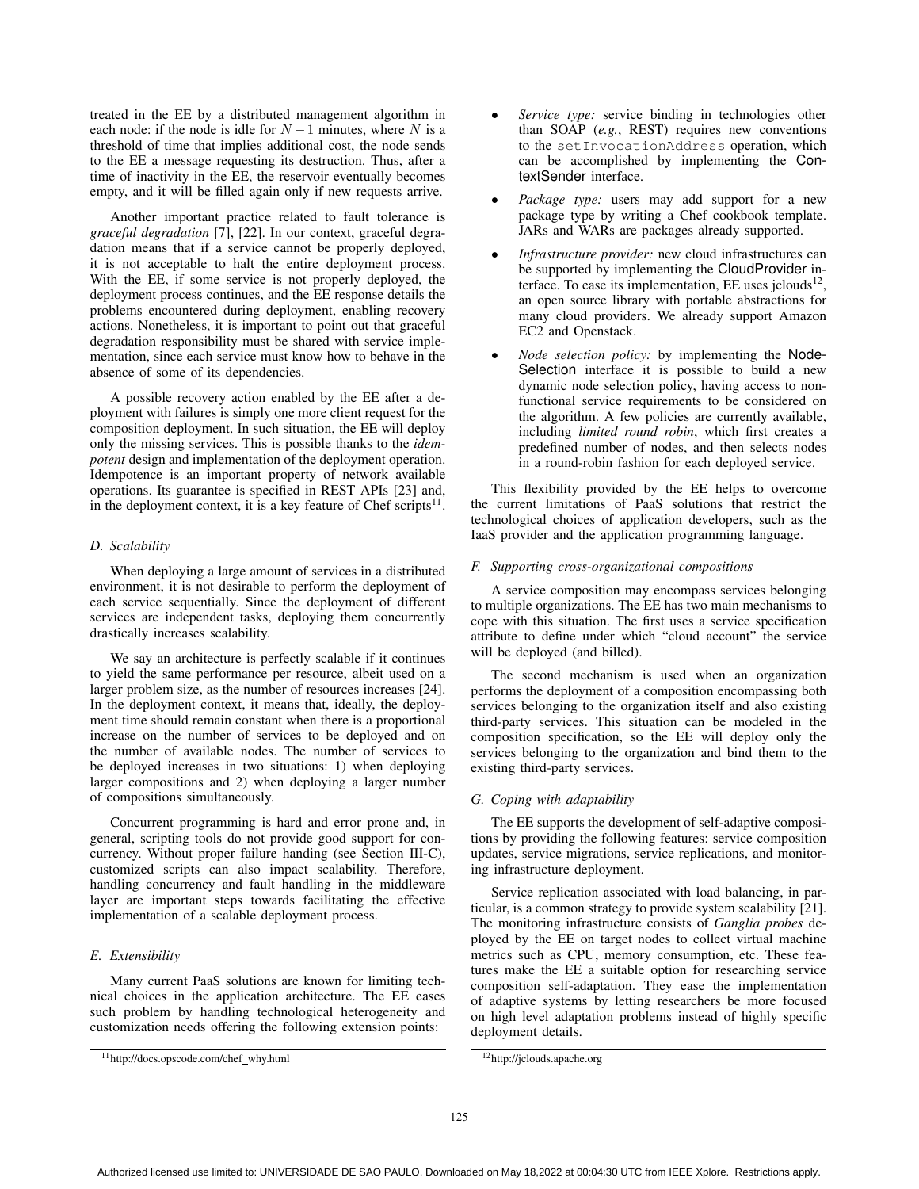treated in the EE by a distributed management algorithm in each node: if the node is idle for $N-1$ minutes, where $N$ is a threshold of time that implies additional cost, the node sends to the EE a message requesting its destruction. Thus, after a time of inactivity in the EE, the reservoir eventually becomes empty, and it will be filled again only if new requests arrive.

Another important practice related to fault tolerance is *graceful degradation* [7], [22]. In our context, graceful degradation means that if a service cannot be properly deployed, it is not acceptable to halt the entire deployment process. With the EE, if some service is not properly deployed, the deployment process continues, and the EE response details the problems encountered during deployment, enabling recovery actions. Nonetheless, it is important to point out that graceful degradation responsibility must be shared with service implementation, since each service must know how to behave in the absence of some of its dependencies.

A possible recovery action enabled by the EE after a deployment with failures is simply one more client request for the composition deployment. In such situation, the EE will deploy only the missing services. This is possible thanks to the *idempotent* design and implementation of the deployment operation. Idempotence is an important property of network available operations. Its guarantee is specified in REST APIs [23] and, in the deployment context, it is a key feature of Chef scripts[11].

### D. Scalability

When deploying a large amount of services in a distributed environment, it is not desirable to perform the deployment of each service sequentially. Since the deployment of different services are independent tasks, deploying them concurrently drastically increases scalability.

We say an architecture is perfectly scalable if it continues to yield the same performance per resource, albeit used on a larger problem size, as the number of resources increases [24]. In the deployment context, it means that, ideally, the deployment time should remain constant when there is a proportional increase on the number of services to be deployed and on the number of available nodes. The number of services to be deployed increases in two situations: 1) when deploying larger compositions and 2) when deploying a larger number of compositions simultaneously.

Concurrent programming is hard and error prone and, in general, scripting tools do not provide good support for concurrency. Without proper failure handing (see Section III-C), customized scripts can also impact scalability. Therefore, handling concurrency and fault handling in the middleware layer are important steps towards facilitating the effective implementation of a scalable deployment process.

### E. Extensibility

Many current PaaS solutions are known for limiting technical choices in the application architecture. The EE eases such problem by handling technological heterogeneity and customization needs offering the following extension points:

- *Service type:* service binding in technologies other than SOAP (*e.g.*, REST) requires new conventions to the `setInvocationAddress` operation, which can be accomplished by implementing the ContextSender interface.
- *Package type:* users may add support for a new package type by writing a Chef cookbook template. JARs and WARs are packages already supported.
- *Infrastructure provider:* new cloud infrastructures can be supported by implementing the CloudProvider interface. To ease its implementation, EE uses jclouds[12], an open source library with portable abstractions for many cloud providers. We already support Amazon EC2 and Openstack.
- *Node selection policy:* by implementing the NodeSelection interface it is possible to build a new dynamic node selection policy, having access to non-functional service requirements to be considered on the algorithm. A few policies are currently available, including *limited round robin*, which first creates a predefined number of nodes, and then selects nodes in a round-robin fashion for each deployed service.

This flexibility provided by the EE helps to overcome the current limitations of PaaS solutions that restrict the technological choices of application developers, such as the IaaS provider and the application programming language.

### F. Supporting cross-organizational compositions

A service composition may encompass services belonging to multiple organizations. The EE has two main mechanisms to cope with this situation. The first uses a service specification attribute to define under which "cloud account" the service will be deployed (and billed).

The second mechanism is used when an organization performs the deployment of a composition encompassing both services belonging to the organization itself and also existing third-party services. This situation can be modeled in the composition specification, so the EE will deploy only the services belonging to the organization and bind them to the existing third-party services.

### G. Coping with adaptability

The EE supports the development of self-adaptive compositions by providing the following features: service composition updates, service migrations, service replications, and monitoring infrastructure deployment.

Service replication associated with load balancing, in particular, is a common strategy to provide system scalability [21]. The monitoring infrastructure consists of *Ganglia probes* deployed by the EE on target nodes to collect virtual machine metrics such as CPU, memory consumption, etc. These features make the EE a suitable option for researching service composition self-adaptation. They ease the implementation of adaptive systems by letting researchers be more focused on high level adaptation problems instead of highly specific deployment details.

[11] http://docs.opscode.com/chef_why.html

[12] http://jclouds.apache.org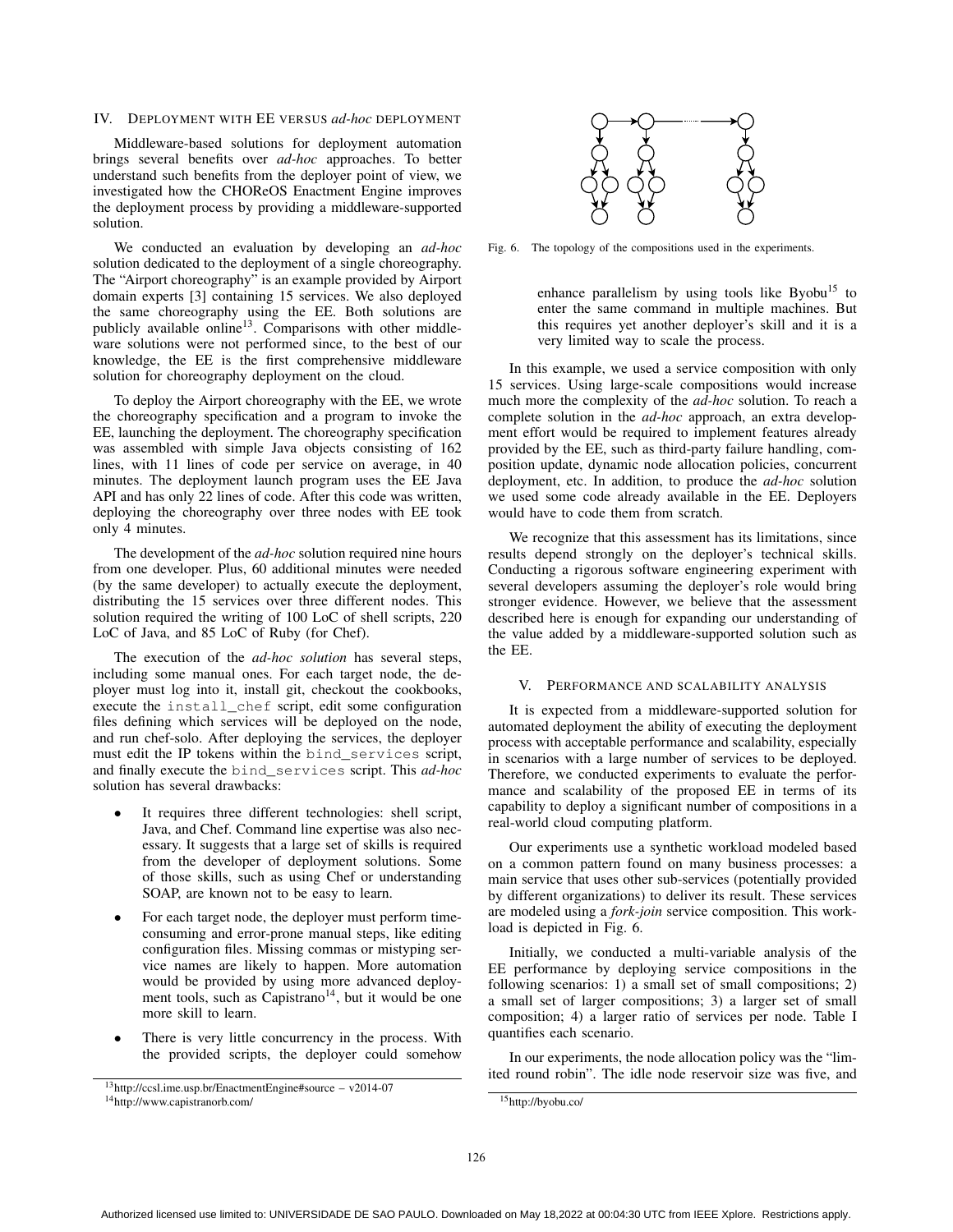## IV. Deployment with EE versus *ad-hoc* deployment

Middleware-based solutions for deployment automation brings several benefits over *ad-hoc* approaches. To better understand such benefits from the deployer point of view, we investigated how the CHOReOS Enactment Engine improves the deployment process by providing a middleware-supported solution.

We conducted an evaluation by developing an *ad-hoc* solution dedicated to the deployment of a single choreography. The "Airport choreography" is an example provided by Airport domain experts [3] containing 15 services. We also deployed the same choreography using the EE. Both solutions are publicly available online[13]. Comparisons with other middleware solutions were not performed since, to the best of our knowledge, the EE is the first comprehensive middleware solution for choreography deployment on the cloud.

To deploy the Airport choreography with the EE, we wrote the choreography specification and a program to invoke the EE, launching the deployment. The choreography specification was assembled with simple Java objects consisting of 162 lines, with 11 lines of code per service on average, in 40 minutes. The deployment launch program uses the EE Java API and has only 22 lines of code. After this code was written, deploying the choreography over three nodes with EE took only 4 minutes.

The development of the *ad-hoc* solution required nine hours from one developer. Plus, 60 additional minutes were needed (by the same developer) to actually execute the deployment, distributing the 15 services over three different nodes. This solution required the writing of 100 LoC of shell scripts, 220 LoC of Java, and 85 LoC of Ruby (for Chef).

The execution of the *ad-hoc solution* has several steps, including some manual ones. For each target node, the deployer must log into it, install git, checkout the cookbooks, execute the `install_chef` script, edit some configuration files defining which services will be deployed on the node, and run chef-solo. After deploying the services, the deployer must edit the IP tokens within the `bind_services` script, and finally execute the `bind_services` script. This *ad-hoc* solution has several drawbacks:

- It requires three different technologies: shell script, Java, and Chef. Command line expertise was also necessary. It suggests that a large set of skills is required from the developer of deployment solutions. Some of those skills, such as using Chef or understanding SOAP, are known not to be easy to learn.
- For each target node, the deployer must perform time-consuming and error-prone manual steps, like editing configuration files. Missing commas or mistyping service names are likely to happen. More automation would be provided by using more advanced deployment tools, such as Capistrano[14], but it would be one more skill to learn.
- There is very little concurrency in the process. With the provided scripts, the deployer could somehow enhance parallelism by using tools like Byobu[15] to enter the same command in multiple machines. But this requires yet another deployer's skill and it is a very limited way to scale the process.

[13] http://ccsl.ime.usp.br/EnactmentEngine#source – v2014-07

[14] http://www.capistranorb.com/

[15] http://byobu.co/

Fig. 6. The topology of the compositions used in the experiments.

In this example, we used a service composition with only 15 services. Using large-scale compositions would increase much more the complexity of the *ad-hoc* solution. To reach a complete solution in the *ad-hoc* approach, an extra development effort would be required to implement features already provided by the EE, such as third-party failure handling, composition update, dynamic node allocation policies, concurrent deployment, etc. In addition, to produce the *ad-hoc* solution we used some code already available in the EE. Deployers would have to code them from scratch.

We recognize that this assessment has its limitations, since results depend strongly on the deployer's technical skills. Conducting a rigorous software engineering experiment with several developers assuming the deployer's role would bring stronger evidence. However, we believe that the assessment described here is enough for expanding our understanding of the value added by a middleware-supported solution such as the EE.

## V. Performance and scalability analysis

It is expected from a middleware-supported solution for automated deployment the ability of executing the deployment process with acceptable performance and scalability, especially in scenarios with a large number of services to be deployed. Therefore, we conducted experiments to evaluate the performance and scalability of the proposed EE in terms of its capability to deploy a significant number of compositions in a real-world cloud computing platform.

Our experiments use a synthetic workload modeled based on a common pattern found on many business processes: a main service that uses other sub-services (potentially provided by different organizations) to deliver its result. These services are modeled using a *fork-join* service composition. This workload is depicted in Fig. 6.

Initially, we conducted a multi-variable analysis of the EE performance by deploying service compositions in the following scenarios: 1) a small set of small compositions; 2) a small set of larger compositions; 3) a larger set of small composition; 4) a larger ratio of services per node. Table I quantifies each scenario.

In our experiments, the node allocation policy was the "limited round robin". The idle node reservoir size was five, and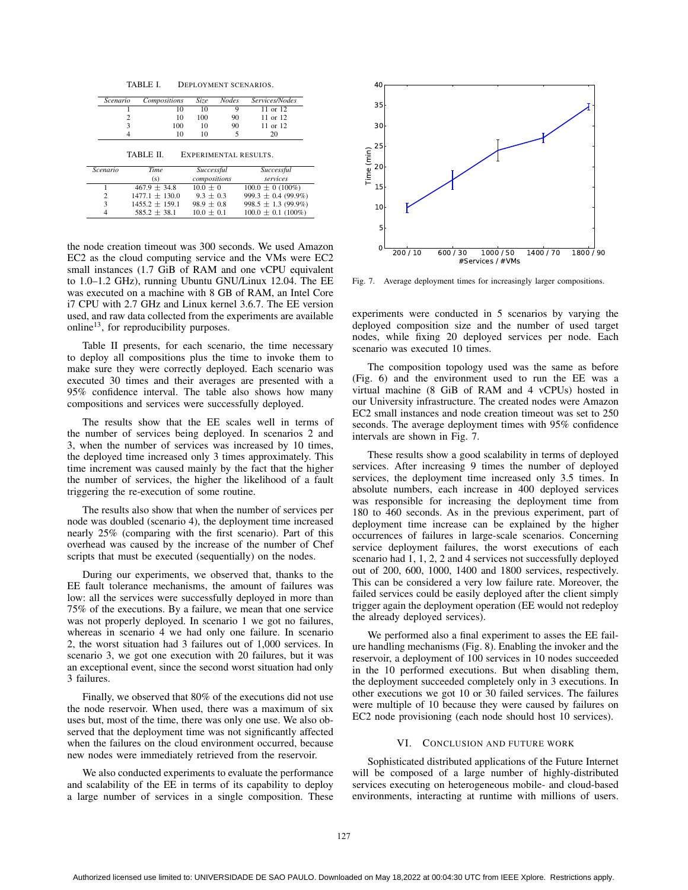TABLE I. DEPLOYMENT SCENARIOS.

| *Scenario* | *Compositions* | *Size* | *Nodes* | *Services/Nodes* |
|---|---|---|---|---|
| 1 | 10 | 10 | 9 | 11 or 12 |
| 2 | 10 | 100 | 90 | 11 or 12 |
| 3 | 100 | 10 | 90 | 11 or 12 |
| 4 | 10 | 10 | 5 | 20 |

TABLE II. EXPERIMENTAL RESULTS.

| *Scenario* | *Time* (s) | *Successful compositions* | *Successful services* |
|---|---|---|---|
| 1 | 467.9 ± 34.8 | 10.0 ± 0 | 100.0 ± 0 (100%) |
| 2 | 1477.1 ± 130.0 | 9.3 ± 0.3 | 999.3 ± 0.4 (99.9%) |
| 3 | 1455.2 ± 159.1 | 98.9 ± 0.8 | 998.5 ± 1.3 (99.9%) |
| 4 | 585.2 ± 38.1 | 10.0 ± 0.1 | 100.0 ± 0.1 (100%) |

the node creation timeout was 300 seconds. We used Amazon EC2 as the cloud computing service and the VMs were EC2 small instances (1.7 GiB of RAM and one vCPU equivalent to 1.0–1.2 GHz), running Ubuntu GNU/Linux 12.04. The EE was executed on a machine with 8 GB of RAM, an Intel Core i7 CPU with 2.7 GHz and Linux kernel 3.6.7. The EE version used, and raw data collected from the experiments are available online[13], for reproducibility purposes.

Table II presents, for each scenario, the time necessary to deploy all compositions plus the time to invoke them to make sure they were correctly deployed. Each scenario was executed 30 times and their averages are presented with a 95% confidence interval. The table also shows how many compositions and services were successfully deployed.

The results show that the EE scales well in terms of the number of services being deployed. In scenarios 2 and 3, when the number of services was increased by 10 times, the deployed time increased only 3 times approximately. This time increment was caused mainly by the fact that the higher the number of services, the higher the likelihood of a fault triggering the re-execution of some routine.

The results also show that when the number of services per node was doubled (scenario 4), the deployment time increased nearly 25% (comparing with the first scenario). Part of this overhead was caused by the increase of the number of Chef scripts that must be executed (sequentially) on the nodes.

During our experiments, we observed that, thanks to the EE fault tolerance mechanisms, the amount of failures was low: all the services were successfully deployed in more than 75% of the executions. By a failure, we mean that one service was not properly deployed. In scenario 1 we got no failures, whereas in scenario 4 we had only one failure. In scenario 2, the worst situation had 3 failures out of 1,000 services. In scenario 3, we got one execution with 20 failures, but it was an exceptional event, since the second worst situation had only 3 failures.

Finally, we observed that 80% of the executions did not use the node reservoir. When used, there was a maximum of six uses but, most of the time, there was only one use. We also observed that the deployment time was not significantly affected when the failures on the cloud environment occurred, because new nodes were immediately retrieved from the reservoir.

We also conducted experiments to evaluate the performance and scalability of the EE in terms of its capability to deploy a large number of services in a single composition. These experiments were conducted in 5 scenarios by varying the deployed composition size and the number of used target nodes, while fixing 20 deployed services per node. Each scenario was executed 10 times.

Fig. 7. Average deployment times for increasingly larger compositions.

The composition topology used was the same as before (Fig. 6) and the environment used to run the EE was a virtual machine (8 GiB of RAM and 4 vCPUs) hosted in our University infrastructure. The created nodes were Amazon EC2 small instances and node creation timeout was set to 250 seconds. The average deployment times with 95% confidence intervals are shown in Fig. 7.

These results show a good scalability in terms of deployed services. After increasing 9 times the number of deployed services, the deployment time increased only 3.5 times. In absolute numbers, each increase in 400 deployed services was responsible for increasing the deployment time from 180 to 460 seconds. As in the previous experiment, part of deployment time increase can be explained by the higher occurrences of failures in large-scale scenarios. Concerning service deployment failures, the worst executions of each scenario had 1, 1, 2, 2 and 4 services not successfully deployed out of 200, 600, 1000, 1400 and 1800 services, respectively. This can be considered a very low failure rate. Moreover, the failed services could be easily deployed after the client simply trigger again the deployment operation (EE would not redeploy the already deployed services).

We performed also a final experiment to asses the EE failure handling mechanisms (Fig. 8). Enabling the invoker and the reservoir, a deployment of 100 services in 10 nodes succeeded in the 10 performed executions. But when disabling them, the deployment succeeded completely only in 3 executions. In other executions we got 10 or 30 failed services. The failures were multiple of 10 because they were caused by failures on EC2 node provisioning (each node should host 10 services).

## VI. CONCLUSION AND FUTURE WORK

Sophisticated distributed applications of the Future Internet will be composed of a large number of highly-distributed services executing on heterogeneous mobile- and cloud-based environments, interacting at runtime with millions of users.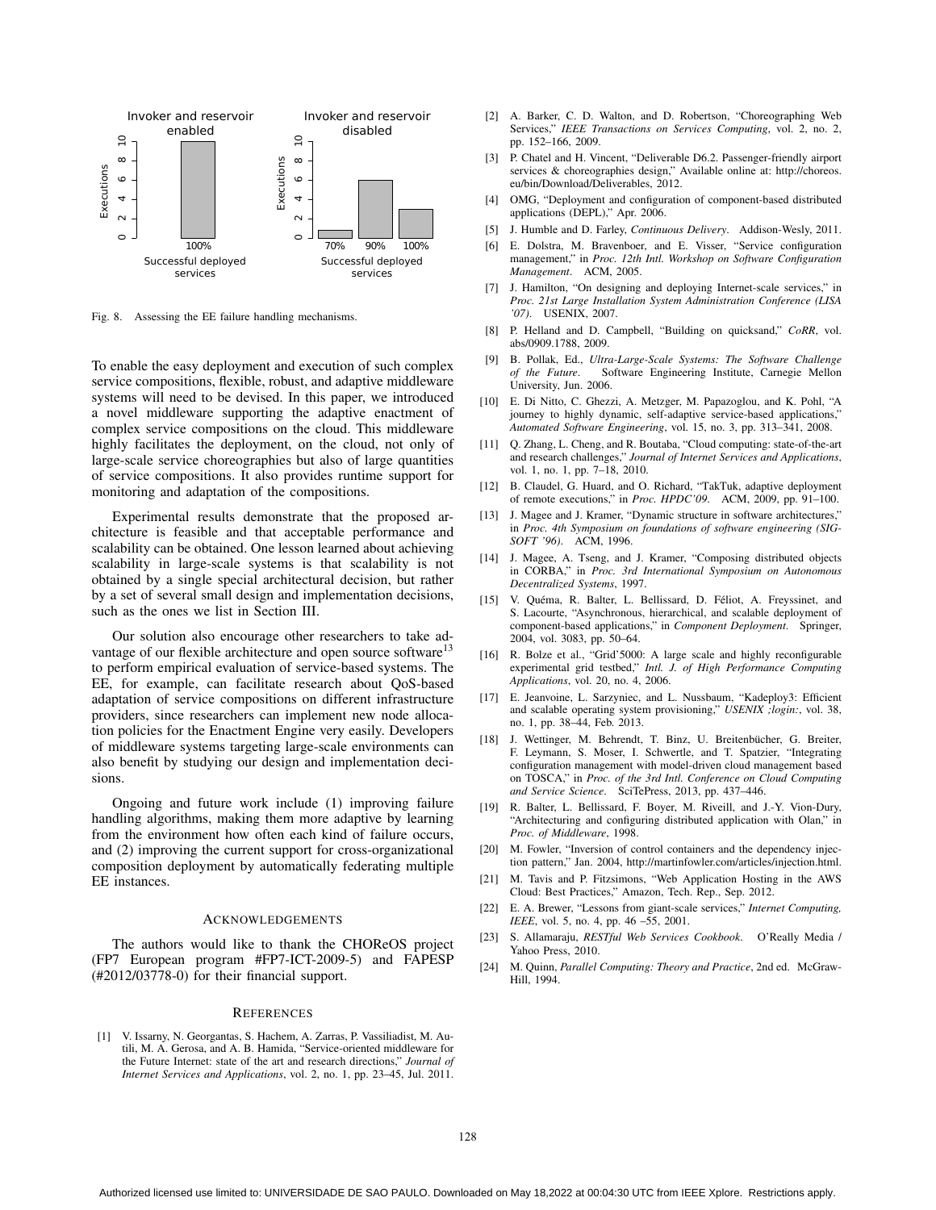Invoker and reservoir enabled

Executions

0 2 4 6 8 10

100%

Successful deployed services

Invoker and reservoir disabled

Executions

0 2 4 6 8 10

70% 90% 100%

Successful deployed services

Fig. 8. Assessing the EE failure handling mechanisms.

To enable the easy deployment and execution of such complex service compositions, flexible, robust, and adaptive middleware systems will need to be devised. In this paper, we introduced a novel middleware supporting the adaptive enactment of complex service compositions on the cloud. This middleware highly facilitates the deployment, on the cloud, not only of large-scale service choreographies but also of large quantities of service compositions. It also provides runtime support for monitoring and adaptation of the compositions.

Experimental results demonstrate that the proposed architecture is feasible and that acceptable performance and scalability can be obtained. One lesson learned about achieving scalability in large-scale systems is that scalability is not obtained by a single special architectural decision, but rather by a set of several small design and implementation decisions, such as the ones we list in Section III.

Our solution also encourage other researchers to take advantage of our flexible architecture and open source software[13] to perform empirical evaluation of service-based systems. The EE, for example, can facilitate research about QoS-based adaptation of service compositions on different infrastructure providers, since researchers can implement new node allocation policies for the Enactment Engine very easily. Developers of middleware systems targeting large-scale environments can also benefit by studying our design and implementation decisions.

Ongoing and future work include (1) improving failure handling algorithms, making them more adaptive by learning from the environment how often each kind of failure occurs, and (2) improving the current support for cross-organizational composition deployment by automatically federating multiple EE instances.

## ACKNOWLEDGEMENTS

The authors would like to thank the CHOReOS project (FP7 European program #FP7-ICT-2009-5) and FAPESP (#2012/03778-0) for their financial support.

## REFERENCES

[1] V. Issarny, N. Georgantas, S. Hachem, A. Zarras, P. Vassiliadist, M. Autili, M. A. Gerosa, and A. B. Hamida, "Service-oriented middleware for the Future Internet: state of the art and research directions," *Journal of Internet Services and Applications*, vol. 2, no. 1, pp. 23–45, Jul. 2011.

[2] A. Barker, C. D. Walton, and D. Robertson, "Choreographing Web Services," *IEEE Transactions on Services Computing*, vol. 2, no. 2, pp. 152–166, 2009.

[3] P. Chatel and H. Vincent, "Deliverable D6.2. Passenger-friendly airport services & choreographies design," Available online at: http://choreos.eu/bin/Download/Deliverables, 2012.

[4] OMG, "Deployment and configuration of component-based distributed applications (DEPL)," Apr. 2006.

[5] J. Humble and D. Farley, *Continuous Delivery*. Addison-Wesly, 2011.

[6] E. Dolstra, M. Bravenboer, and E. Visser, "Service configuration management," in *Proc. 12th Intl. Workshop on Software Configuration Management*. ACM, 2005.

[7] J. Hamilton, "On designing and deploying Internet-scale services," in *Proc. 21st Large Installation System Administration Conference (LISA '07)*. USENIX, 2007.

[8] P. Helland and D. Campbell, "Building on quicksand," *CoRR*, vol. abs/0909.1788, 2009.

[9] B. Pollak, Ed., *Ultra-Large-Scale Systems: The Software Challenge of the Future*. Software Engineering Institute, Carnegie Mellon University, Jun. 2006.

[10] E. Di Nitto, C. Ghezzi, A. Metzger, M. Papazoglou, and K. Pohl, "A journey to highly dynamic, self-adaptive service-based applications," *Automated Software Engineering*, vol. 15, no. 3, pp. 313–341, 2008.

[11] Q. Zhang, L. Cheng, and R. Boutaba, "Cloud computing: state-of-the-art and research challenges," *Journal of Internet Services and Applications*, vol. 1, no. 1, pp. 7–18, 2010.

[12] B. Claudel, G. Huard, and O. Richard, "TakTuk, adaptive deployment of remote executions," in *Proc. HPDC'09*. ACM, 2009, pp. 91–100.

[13] J. Magee and J. Kramer, "Dynamic structure in software architectures," in *Proc. 4th Symposium on foundations of software engineering (SIGSOFT '96)*. ACM, 1996.

[14] J. Magee, A. Tseng, and J. Kramer, "Composing distributed objects in CORBA," in *Proc. 3rd International Symposium on Autonomous Decentralized Systems*, 1997.

[15] V. Quéma, R. Balter, L. Bellissard, D. Féliot, A. Freyssinet, and S. Lacourte, "Asynchronous, hierarchical, and scalable deployment of component-based applications," in *Component Deployment*. Springer, 2004, vol. 3083, pp. 50–64.

[16] R. Bolze et al., "Grid'5000: A large scale and highly reconfigurable experimental grid testbed," *Intl. J. of High Performance Computing Applications*, vol. 20, no. 4, 2006.

[17] E. Jeanvoine, L. Sarzyniec, and L. Nussbaum, "Kadeploy3: Efficient and scalable operating system provisioning," *USENIX ;login:*, vol. 38, no. 1, pp. 38–44, Feb. 2013.

[18] J. Wettinger, M. Behrendt, T. Binz, U. Breitenbücher, G. Breiter, F. Leymann, S. Moser, I. Schwertle, and T. Spatzier, "Integrating configuration management with model-driven cloud management based on TOSCA," in *Proc. of the 3rd Intl. Conference on Cloud Computing and Service Science*. SciTePress, 2013, pp. 437–446.

[19] R. Balter, L. Bellissard, F. Boyer, M. Riveill, and J.-Y. Vion-Dury, "Architecturing and configuring distributed application with Olan," in *Proc. of Middleware*, 1998.

[20] M. Fowler, "Inversion of control containers and the dependency injection pattern," Jan. 2004, http://martinfowler.com/articles/injection.html.

[21] M. Tavis and P. Fitzsimons, "Web Application Hosting in the AWS Cloud: Best Practices," Amazon, Tech. Rep., Sep. 2012.

[22] E. A. Brewer, "Lessons from giant-scale services," *Internet Computing, IEEE*, vol. 5, no. 4, pp. 46 –55, 2001.

[23] S. Allamaraju, *RESTful Web Services Cookbook*. O'Really Media / Yahoo Press, 2010.

[24] M. Quinn, *Parallel Computing: Theory and Practice*, 2nd ed. McGraw-Hill, 1994.